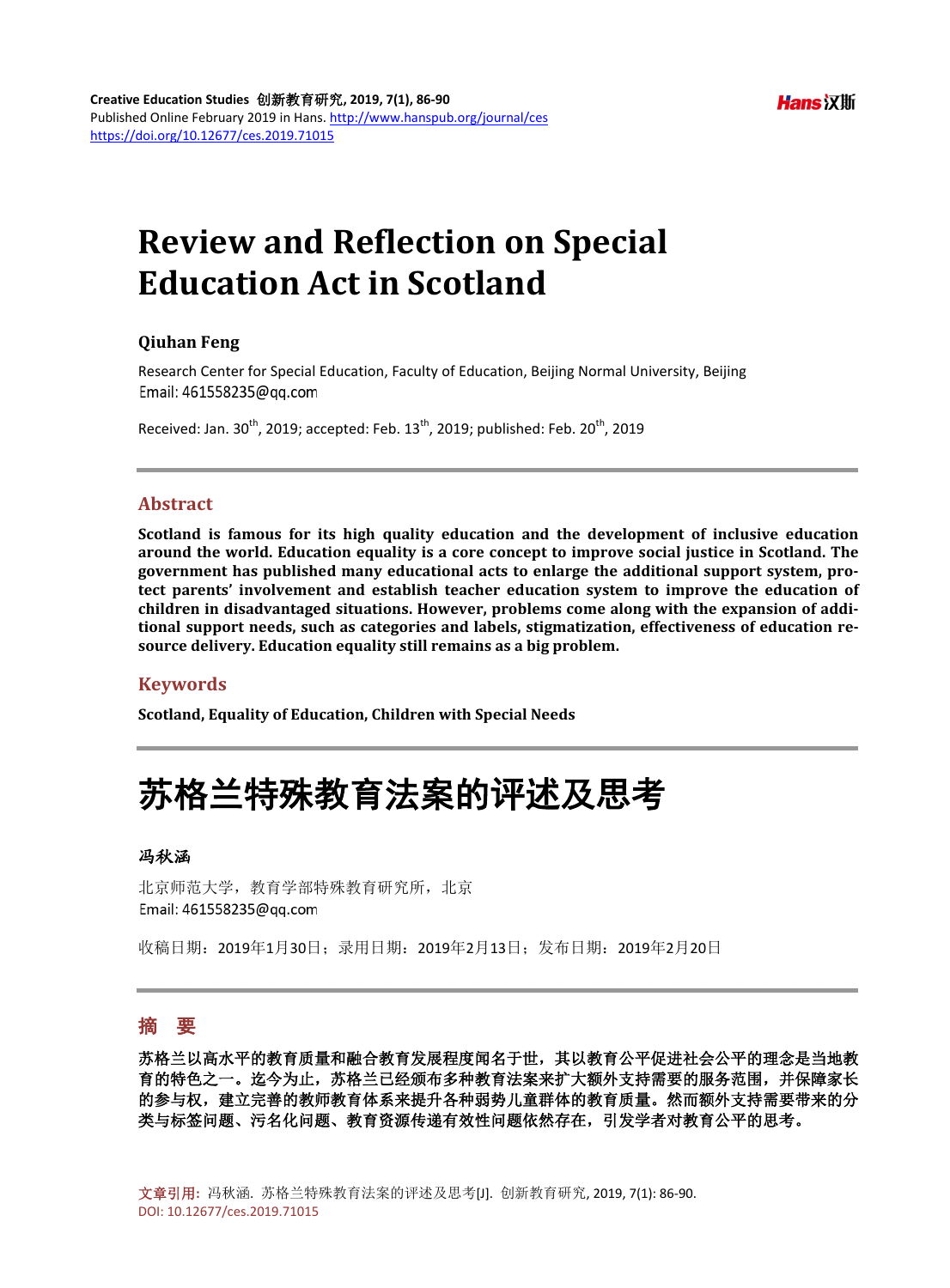Creative Education Studies 创新教育研究, 2019, 7(1), 86-90
Published Online February 2019 in Hans. http://www.hanspub.org/journal/ces
https://doi.org/10.12677/ces.2019.71015

# Review and Reflection on Special Education Act in Scotland

**Qiuhan Feng**

Research Center for Special Education, Faculty of Education, Beijing Normal University, Beijing
Email: 461558235@qq.com

Received: Jan. 30th, 2019; accepted: Feb. 13th, 2019; published: Feb. 20th, 2019

## Abstract

**Scotland is famous for its high quality education and the development of inclusive education around the world. Education equality is a core concept to improve social justice in Scotland. The government has published many educational acts to enlarge the additional support system, protect parents' involvement and establish teacher education system to improve the education of children in disadvantaged situations. However, problems come along with the expansion of additional support needs, such as categories and labels, stigmatization, effectiveness of education resource delivery. Education equality still remains as a big problem.**

## Keywords

**Scotland, Equality of Education, Children with Special Needs**

# 苏格兰特殊教育法案的评述及思考

**冯秋涵**

北京师范大学，教育学部特殊教育研究所，北京
Email: 461558235@qq.com

收稿日期：2019年1月30日；录用日期：2019年2月13日；发布日期：2019年2月20日

## 摘　要

**苏格兰以高水平的教育质量和融合教育发展程度闻名于世，其以教育公平促进社会公平的理念是当地教育的特色之一。迄今为止，苏格兰已经颁布多种教育法案来扩大额外支持需要的服务范围，并保障家长的参与权，建立完善的教师教育体系来提升各种弱势儿童群体的教育质量。然而额外支持需要带来的分类与标签问题、污名化问题、教育资源传递有效性问题依然存在，引发学者对教育公平的思考。**

文章引用: 冯秋涵. 苏格兰特殊教育法案的评述及思考[J]. 创新教育研究, 2019, 7(1): 86-90.
DOI: 10.12677/ces.2019.71015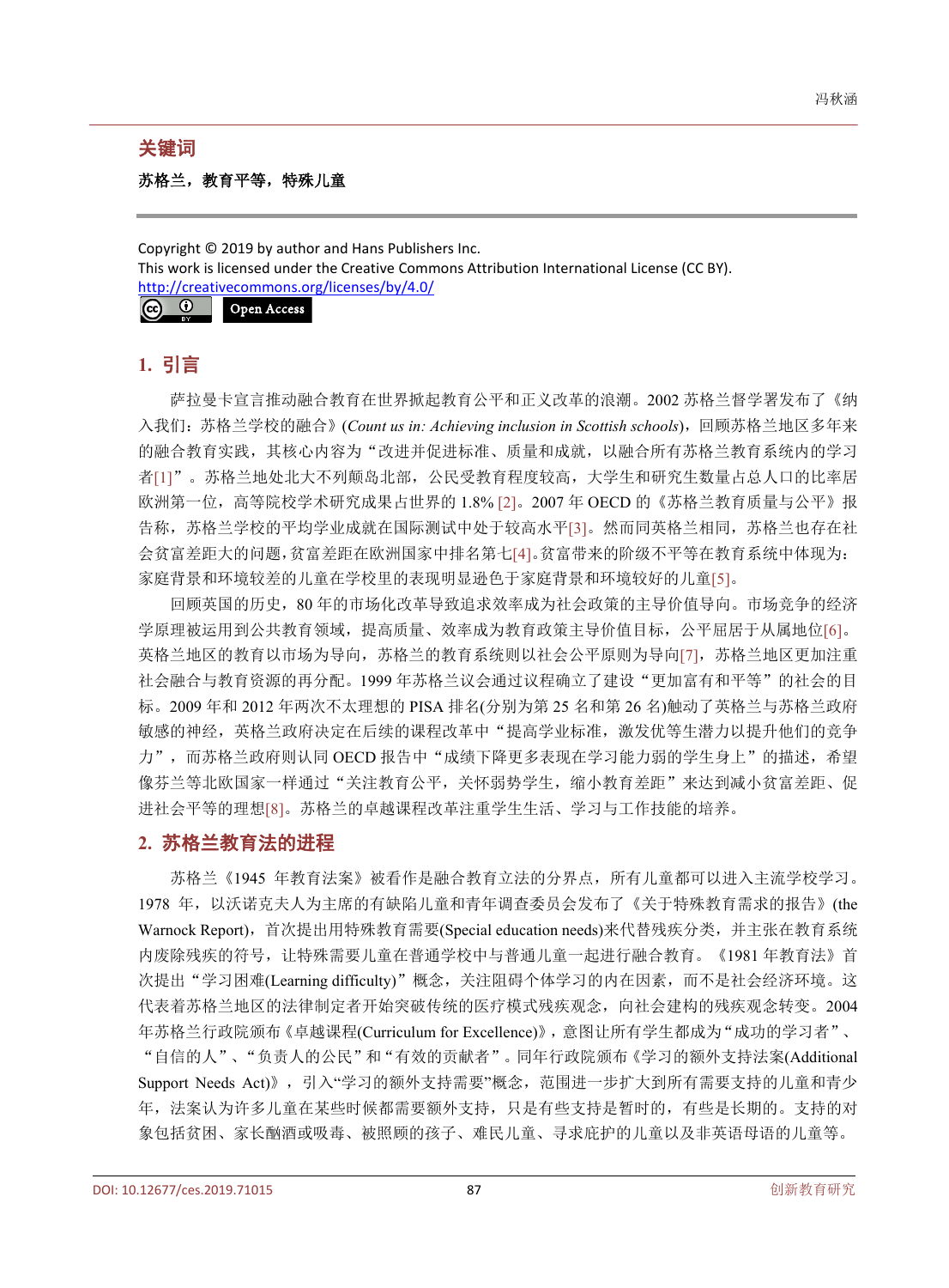## 关键词

**苏格兰，教育平等，特殊儿童**

Copyright © 2019 by author and Hans Publishers Inc.
This work is licensed under the Creative Commons Attribution International License (CC BY).
http://creativecommons.org/licenses/by/4.0/

Open Access

## 1. 引言

萨拉曼卡宣言推动融合教育在世界掀起教育公平和正义改革的浪潮。2002 苏格兰督学署发布了《纳入我们：苏格兰学校的融合》(*Count us in: Achieving inclusion in Scottish schools*)，回顾苏格兰地区多年来的融合教育实践，其核心内容为“改进并促进标准、质量和成就，以融合所有苏格兰教育系统内的学习者[1]”。苏格兰地处北大不列颠岛北部，公民受教育程度较高，大学生和研究生数量占总人口的比率居欧洲第一位，高等院校学术研究成果占世界的 1.8% [2]。2007 年 OECD 的《苏格兰教育质量与公平》报告称，苏格兰学校的平均学业成就在国际测试中处于较高水平[3]。然而同英格兰相同，苏格兰也存在社会贫富差距大的问题，贫富差距在欧洲国家中排名第七[4]。贫富带来的阶级不平等在教育系统中体现为：家庭背景和环境较差的儿童在学校里的表现明显逊色于家庭背景和环境较好的儿童[5]。

回顾英国的历史，80 年的市场化改革导致追求效率成为社会政策的主导价值导向。市场竞争的经济学原理被运用到公共教育领域，提高质量、效率成为教育政策主导价值目标，公平屈居于从属地位[6]。英格兰地区的教育以市场为导向，苏格兰的教育系统则以社会公平原则为导向[7]，苏格兰地区更加注重社会融合与教育资源的再分配。1999 年苏格兰议会通过议程确立了建设“更加富有和平等”的社会的目标。2009 年和 2012 年两次不太理想的 PISA 排名(分别为第 25 名和第 26 名)触动了英格兰与苏格兰政府敏感的神经，英格兰政府决定在后续的课程改革中“提高学业标准，激发优等生潜力以提升他们的竞争力”，而苏格兰政府则认同 OECD 报告中“成绩下降更多表现在学习能力弱的学生身上”的描述，希望像芬兰等北欧国家一样通过“关注教育公平，关怀弱势学生，缩小教育差距”来达到减小贫富差距、促进社会平等的理想[8]。苏格兰的卓越课程改革注重学生生活、学习与工作技能的培养。

## 2. 苏格兰教育法的进程

苏格兰《1945 年教育法案》被看作是融合教育立法的分界点，所有儿童都可以进入主流学校学习。1978 年，以沃诺克夫人为主席的有缺陷儿童和青年调查委员会发布了《关于特殊教育需求的报告》(the Warnock Report)，首次提出用特殊教育需要(Special education needs)来代替残疾分类，并主张在教育系统内废除残疾的符号，让特殊需要儿童在普通学校中与普通儿童一起进行融合教育。《1981 年教育法》首次提出“学习困难(Learning difficulty)”概念，关注阻碍个体学习的内在因素，而不是社会经济环境。这代表着苏格兰地区的法律制定者开始突破传统的医疗模式残疾观念，向社会建构的残疾观念转变。2004 年苏格兰行政院颁布《卓越课程(Curriculum for Excellence)》，意图让所有学生都成为“成功的学习者”、“自信的人”、“负责人的公民”和“有效的贡献者”。同年行政院颁布《学习的额外支持法案(Additional Support Needs Act)》，引入“学习的额外支持需要”概念，范围进一步扩大到所有需要支持的儿童和青少年，法案认为许多儿童在某些时候都需要额外支持，只是有些支持是暂时的，有些是长期的。支持的对象包括贫困、家长酗酒或吸毒、被照顾的孩子、难民儿童、寻求庇护的儿童以及非英语母语的儿童等。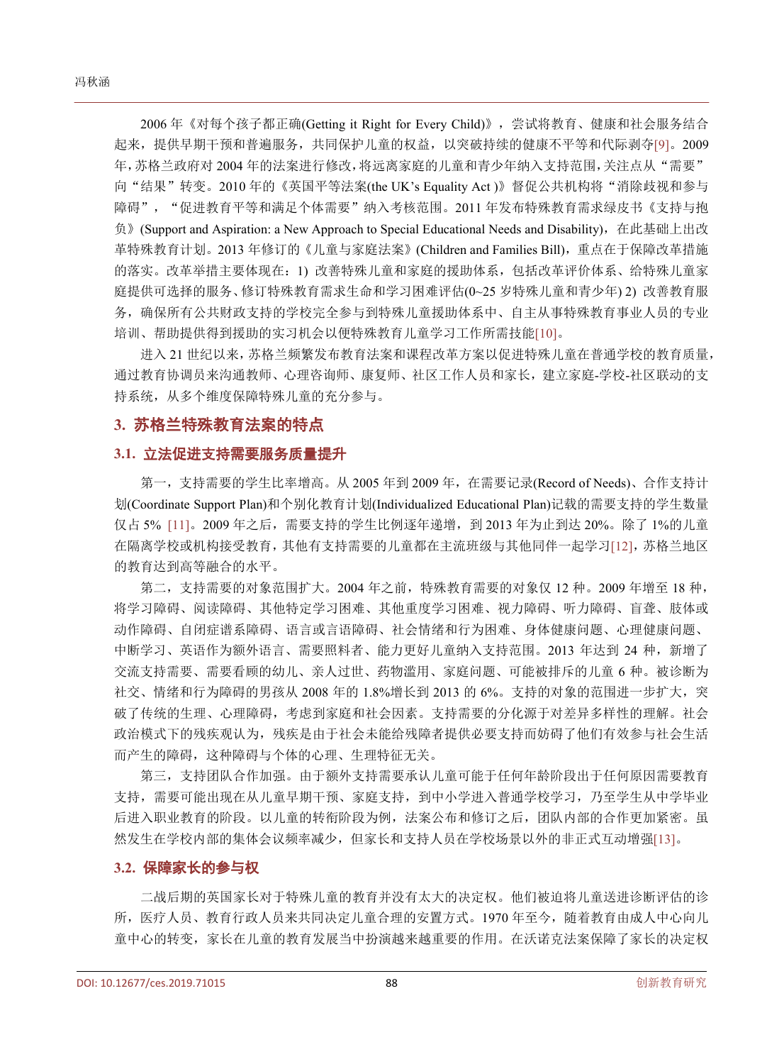2006 年《对每个孩子都正确(Getting it Right for Every Child)》，尝试将教育、健康和社会服务结合起来，提供早期干预和普遍服务，共同保护儿童的权益，以突破持续的健康不平等和代际剥夺[9]。2009 年，苏格兰政府对 2004 年的法案进行修改，将远离家庭的儿童和青少年纳入支持范围，关注点从“需要”向“结果”转变。2010 年的《英国平等法案(the UK’s Equality Act )》督促公共机构将“消除歧视和参与障碍”，“促进教育平等和满足个体需要”纳入考核范围。2011 年发布特殊教育需求绿皮书《支持与抱负》(Support and Aspiration: a New Approach to Special Educational Needs and Disability)，在此基础上出改革特殊教育计划。2013 年修订的《儿童与家庭法案》(Children and Families Bill)，重点在于保障改革措施的落实。改革举措主要体现在：1) 改善特殊儿童和家庭的援助体系，包括改革评价体系、给特殊儿童家庭提供可选择的服务、修订特殊教育需求生命和学习困难评估(0~25 岁特殊儿童和青少年) 2) 改善教育服务，确保所有公共财政支持的学校完全参与到特殊儿童援助体系中、自主从事特殊教育事业人员的专业培训、帮助提供得到援助的实习机会以便特殊教育儿童学习工作所需技能[10]。

进入 21 世纪以来，苏格兰频繁发布教育法案和课程改革方案以促进特殊儿童在普通学校的教育质量，通过教育协调员来沟通教师、心理咨询师、康复师、社区工作人员和家长，建立家庭-学校-社区联动的支持系统，从多个维度保障特殊儿童的充分参与。

## 3. 苏格兰特殊教育法案的特点

### 3.1. 立法促进支持需要服务质量提升

第一，支持需要的学生比率增高。从 2005 年到 2009 年，在需要记录(Record of Needs)、合作支持计划(Coordinate Support Plan)和个别化教育计划(Individualized Educational Plan)记载的需要支持的学生数量仅占 5% [11]。2009 年之后，需要支持的学生比例逐年递增，到 2013 年为止到达 20%。除了 1%的儿童在隔离学校或机构接受教育，其他有支持需要的儿童都在主流班级与其他同伴一起学习[12]，苏格兰地区的教育达到高等融合的水平。

第二，支持需要的对象范围扩大。2004 年之前，特殊教育需要的对象仅 12 种。2009 年增至 18 种，将学习障碍、阅读障碍、其他特定学习困难、其他重度学习困难、视力障碍、听力障碍、盲聋、肢体或动作障碍、自闭症谱系障碍、语言或言语障碍、社会情绪和行为困难、身体健康问题、心理健康问题、中断学习、英语作为额外语言、需要照料者、能力更好儿童纳入支持范围。2013 年达到 24 种，新增了交流支持需要、需要看顾的幼儿、亲人过世、药物滥用、家庭问题、可能被排斥的儿童 6 种。被诊断为社交、情绪和行为障碍的男孩从 2008 年的 1.8%增长到 2013 的 6%。支持的对象的范围进一步扩大，突破了传统的生理、心理障碍，考虑到家庭和社会因素。支持需要的分化源于对差异多样性的理解。社会政治模式下的残疾观认为，残疾是由于社会未能给残障者提供必要支持而妨碍了他们有效参与社会生活而产生的障碍，这种障碍与个体的心理、生理特征无关。

第三，支持团队合作加强。由于额外支持需要承认儿童可能于任何年龄阶段出于任何原因需要教育支持，需要可能出现在从儿童早期干预、家庭支持，到中小学进入普通学校学习，乃至学生从中学毕业后进入职业教育的阶段。以儿童的转衔阶段为例，法案公布和修订之后，团队内部的合作更加紧密。虽然发生在学校内部的集体会议频率减少，但家长和支持人员在学校场景以外的非正式互动增强[13]。

### 3.2. 保障家长的参与权

二战后期的英国家长对于特殊儿童的教育并没有太大的决定权。他们被迫将儿童送进诊断评估的诊所，医疗人员、教育行政人员来共同决定儿童合理的安置方式。1970 年至今，随着教育由成人中心向儿童中心的转变，家长在儿童的教育发展当中扮演越来越重要的作用。在沃诺克法案保障了家长的决定权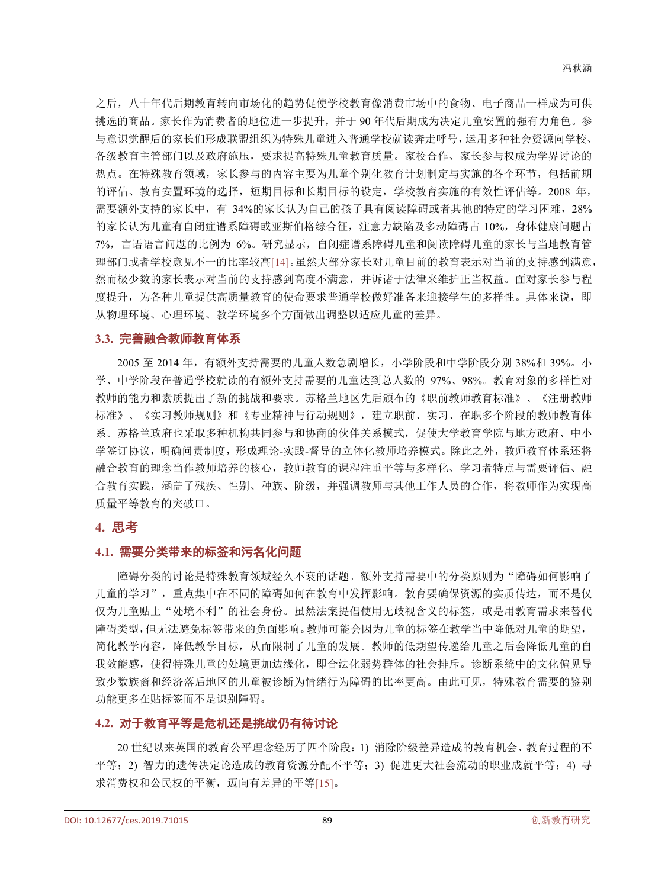之后，八十年代后期教育转向市场化的趋势促使学校教育像消费市场中的食物、电子商品一样成为可供挑选的商品。家长作为消费者的地位进一步提升，并于 90 年代后期成为决定儿童安置的强有力角色。参与意识觉醒后的家长们形成联盟组织为特殊儿童进入普通学校就读奔走呼号，运用多种社会资源向学校、各级教育主管部门以及政府施压，要求提高特殊儿童教育质量。家校合作、家长参与权成为学界讨论的热点。在特殊教育领域，家长参与的内容主要为儿童个别化教育计划制定与实施的各个环节，包括前期的评估、教育安置环境的选择，短期目标和长期目标的设定，学校教育实施的有效性评估等。2008 年，需要额外支持的家长中，有 34%的家长认为自己的孩子具有阅读障碍或者其他的特定的学习困难，28%的家长认为儿童有自闭症谱系障碍或亚斯伯格综合征，注意力缺陷及多动障碍占 10%，身体健康问题占 7%，言语语言问题的比例为 6%。研究显示，自闭症谱系障碍儿童和阅读障碍儿童的家长与当地教育管理部门或者学校意见不一的比率较高[14]。虽然大部分家长对儿童目前的教育表示对当前的支持感到满意，然而极少数的家长表示对当前的支持感到高度不满意，并诉诸于法律来维护正当权益。面对家长参与程度提升，为各种儿童提供高质量教育的使命要求普通学校做好准备来迎接学生的多样性。具体来说，即从物理环境、心理环境、教学环境多个方面做出调整以适应儿童的差异。

### 3.3. 完善融合教师教育体系

2005 至 2014 年，有额外支持需要的儿童人数急剧增长，小学阶段和中学阶段分别 38%和 39%。小学、中学阶段在普通学校就读的有额外支持需要的儿童达到总人数的 97%、98%。教育对象的多样性对教师的能力和素质提出了新的挑战和要求。苏格兰地区先后颁布的《职前教师教育标准》、《注册教师标准》、《实习教师规则》和《专业精神与行动规则》，建立职前、实习、在职多个阶段的教师教育体系。苏格兰政府也采取多种机构共同参与和协商的伙伴关系模式，促使大学教育学院与地方政府、中小学签订协议，明确问责制度，形成理论-实践-督导的立体化教师培养模式。除此之外，教师教育体系还将融合教育的理念当作教师培养的核心，教师教育的课程注重平等与多样化、学习者特点与需要评估、融合教育实践，涵盖了残疾、性别、种族、阶级，并强调教师与其他工作人员的合作，将教师作为实现高质量平等教育的突破口。

## 4. 思考

### 4.1. 需要分类带来的标签和污名化问题

障碍分类的讨论是特殊教育领域经久不衰的话题。额外支持需要中的分类原则为“障碍如何影响了儿童的学习”，重点集中在不同的障碍如何在教育中发挥影响。教育要确保资源的实质传达，而不是仅仅为儿童贴上“处境不利”的社会身份。虽然法案提倡使用无歧视含义的标签，或是用教育需求来替代障碍类型，但无法避免标签带来的负面影响。教师可能会因为儿童的标签在教学当中降低对儿童的期望，简化教学内容，降低教学目标，从而限制了儿童的发展。教师的低期望传递给儿童之后会降低儿童的自我效能感，使得特殊儿童的处境更加边缘化，即合法化弱势群体的社会排斥。诊断系统中的文化偏见导致少数族裔和经济落后地区的儿童被诊断为情绪行为障碍的比率更高。由此可见，特殊教育需要的鉴别功能更多在贴标签而不是识别障碍。

### 4.2. 对于教育平等是危机还是挑战仍有待讨论

20 世纪以来英国的教育公平理念经历了四个阶段：1) 消除阶级差异造成的教育机会、教育过程的不平等；2) 智力的遗传决定论造成的教育资源分配不平等；3) 促进更大社会流动的职业成就平等；4) 寻求消费权和公民权的平衡，迈向有差异的平等[15]。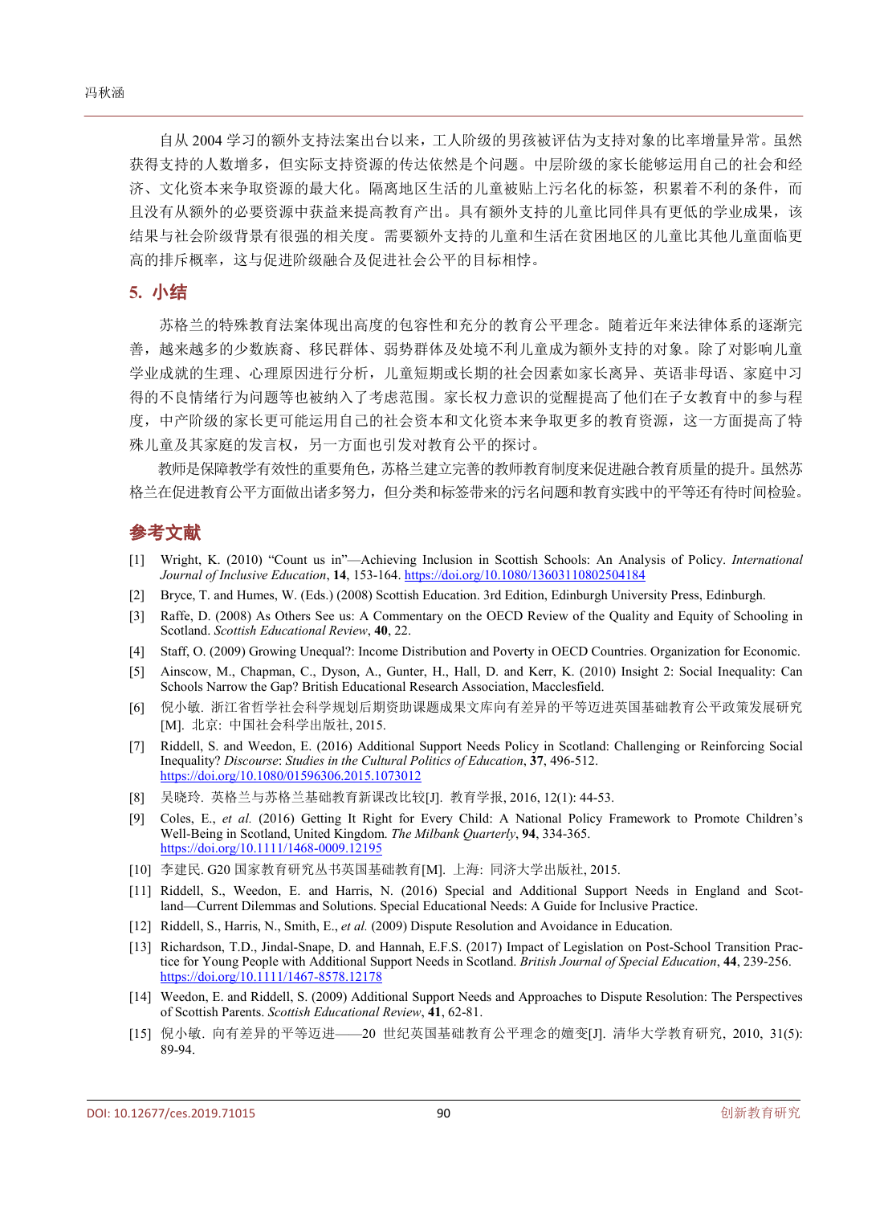自从 2004 学习的额外支持法案出台以来，工人阶级的男孩被评估为支持对象的比率增量异常。虽然获得支持的人数增多，但实际支持资源的传达依然是个问题。中层阶级的家长能够运用自己的社会和经济、文化资本来争取资源的最大化。隔离地区生活的儿童被贴上污名化的标签，积累着不利的条件，而且没有从额外的必要资源中获益来提高教育产出。具有额外支持的儿童比同伴具有更低的学业成果，该结果与社会阶级背景有很强的相关度。需要额外支持的儿童和生活在贫困地区的儿童比其他儿童面临更高的排斥概率，这与促进阶级融合及促进社会公平的目标相悖。

## 5. 小结

苏格兰的特殊教育法案体现出高度的包容性和充分的教育公平理念。随着近年来法律体系的逐渐完善，越来越多的少数族裔、移民群体、弱势群体及处境不利儿童成为额外支持的对象。除了对影响儿童学业成就的生理、心理原因进行分析，儿童短期或长期的社会因素如家长离异、英语非母语、家庭中习得的不良情绪行为问题等也被纳入了考虑范围。家长权力意识的觉醒提高了他们在子女教育中的参与程度，中产阶级的家长更可能运用自己的社会资本和文化资本来争取更多的教育资源，这一方面提高了特殊儿童及其家庭的发言权，另一方面也引发对教育公平的探讨。

教师是保障教学有效性的重要角色，苏格兰建立完善的教师教育制度来促进融合教育质量的提升。虽然苏格兰在促进教育公平方面做出诸多努力，但分类和标签带来的污名问题和教育实践中的平等还有待时间检验。

## 参考文献

[1] Wright, K. (2010) "Count us in"—Achieving Inclusion in Scottish Schools: An Analysis of Policy. *International Journal of Inclusive Education*, **14**, 153-164. https://doi.org/10.1080/13603110802504184

[2] Bryce, T. and Humes, W. (Eds.) (2008) Scottish Education. 3rd Edition, Edinburgh University Press, Edinburgh.

[3] Raffe, D. (2008) As Others See us: A Commentary on the OECD Review of the Quality and Equity of Schooling in Scotland. *Scottish Educational Review*, **40**, 22.

[4] Staff, O. (2009) Growing Unequal?: Income Distribution and Poverty in OECD Countries. Organization for Economic.

[5] Ainscow, M., Chapman, C., Dyson, A., Gunter, H., Hall, D. and Kerr, K. (2010) Insight 2: Social Inequality: Can Schools Narrow the Gap? British Educational Research Association, Macclesfield.

[6] 倪小敏. 浙江省哲学社会科学规划后期资助课题成果文库向有差异的平等迈进英国基础教育公平政策发展研究[M]. 北京: 中国社会科学出版社, 2015.

[7] Riddell, S. and Weedon, E. (2016) Additional Support Needs Policy in Scotland: Challenging or Reinforcing Social Inequality? *Discourse*: *Studies in the Cultural Politics of Education*, **37**, 496-512. https://doi.org/10.1080/01596306.2015.1073012

[8] 吴晓玲. 英格兰与苏格兰基础教育新课改比较[J]. 教育学报, 2016, 12(1): 44-53.

[9] Coles, E., *et al.* (2016) Getting It Right for Every Child: A National Policy Framework to Promote Children's Well-Being in Scotland, United Kingdom. *The Milbank Quarterly*, **94**, 334-365. https://doi.org/10.1111/1468-0009.12195

[10] 李建民. G20 国家教育研究丛书英国基础教育[M]. 上海: 同济大学出版社, 2015.

[11] Riddell, S., Weedon, E. and Harris, N. (2016) Special and Additional Support Needs in England and Scotland—Current Dilemmas and Solutions. Special Educational Needs: A Guide for Inclusive Practice.

[12] Riddell, S., Harris, N., Smith, E., *et al.* (2009) Dispute Resolution and Avoidance in Education.

[13] Richardson, T.D., Jindal-Snape, D. and Hannah, E.F.S. (2017) Impact of Legislation on Post-School Transition Practice for Young People with Additional Support Needs in Scotland. *British Journal of Special Education*, **44**, 239-256. https://doi.org/10.1111/1467-8578.12178

[14] Weedon, E. and Riddell, S. (2009) Additional Support Needs and Approaches to Dispute Resolution: The Perspectives of Scottish Parents. *Scottish Educational Review*, **41**, 62-81.

[15] 倪小敏. 向有差异的平等迈进——20 世纪英国基础教育公平理念的嬗变[J]. 清华大学教育研究, 2010, 31(5): 89-94.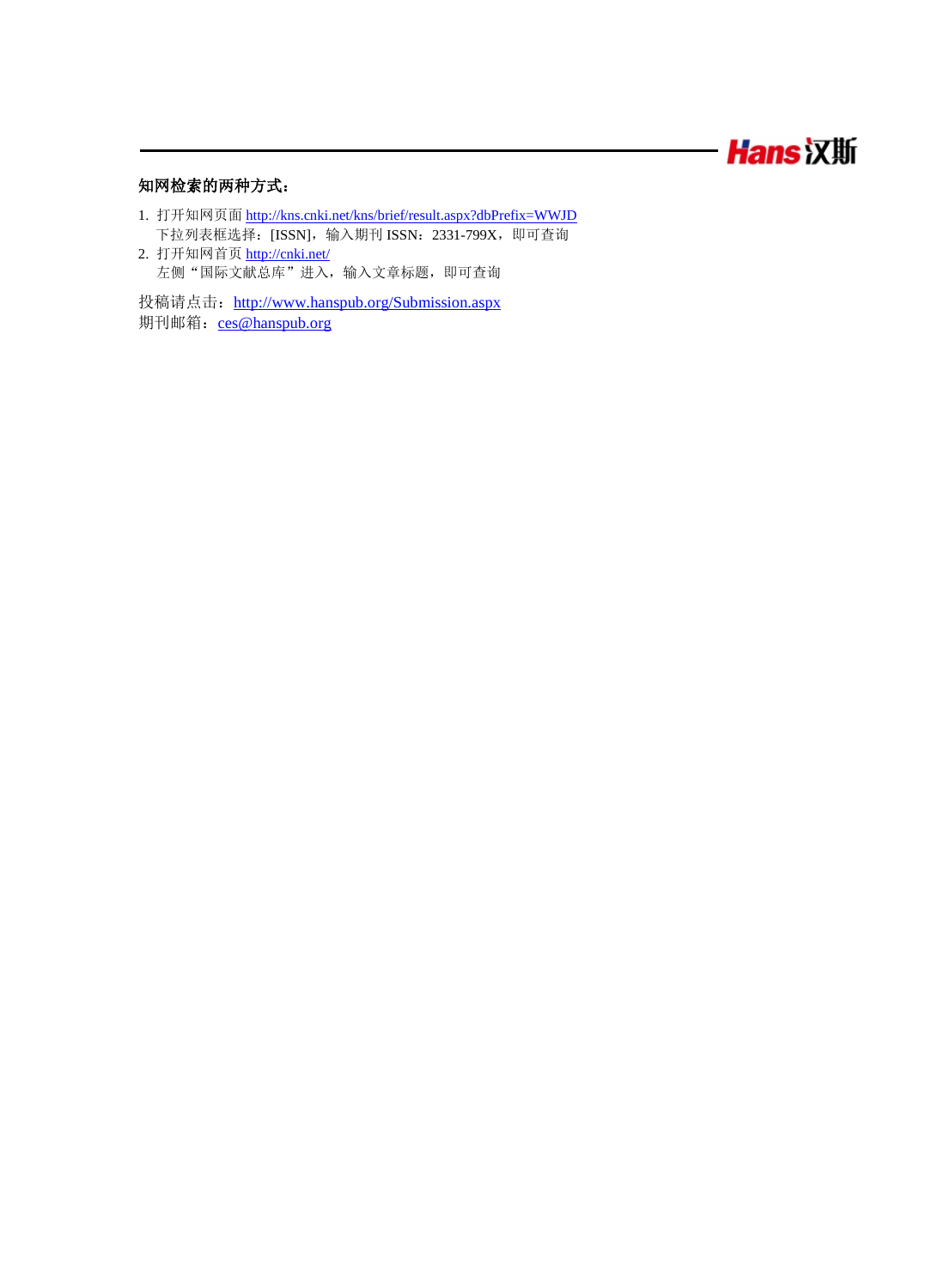**知网检索的两种方式：**

1. 打开知网页面 http://kns.cnki.net/kns/brief/result.aspx?dbPrefix=WWJD
   下拉列表框选择：[ISSN]，输入期刊 ISSN：2331-799X，即可查询
2. 打开知网首页 http://cnki.net/
   左侧“国际文献总库”进入，输入文章标题，即可查询

投稿请点击：http://www.hanspub.org/Submission.aspx
期刊邮箱：ces@hanspub.org